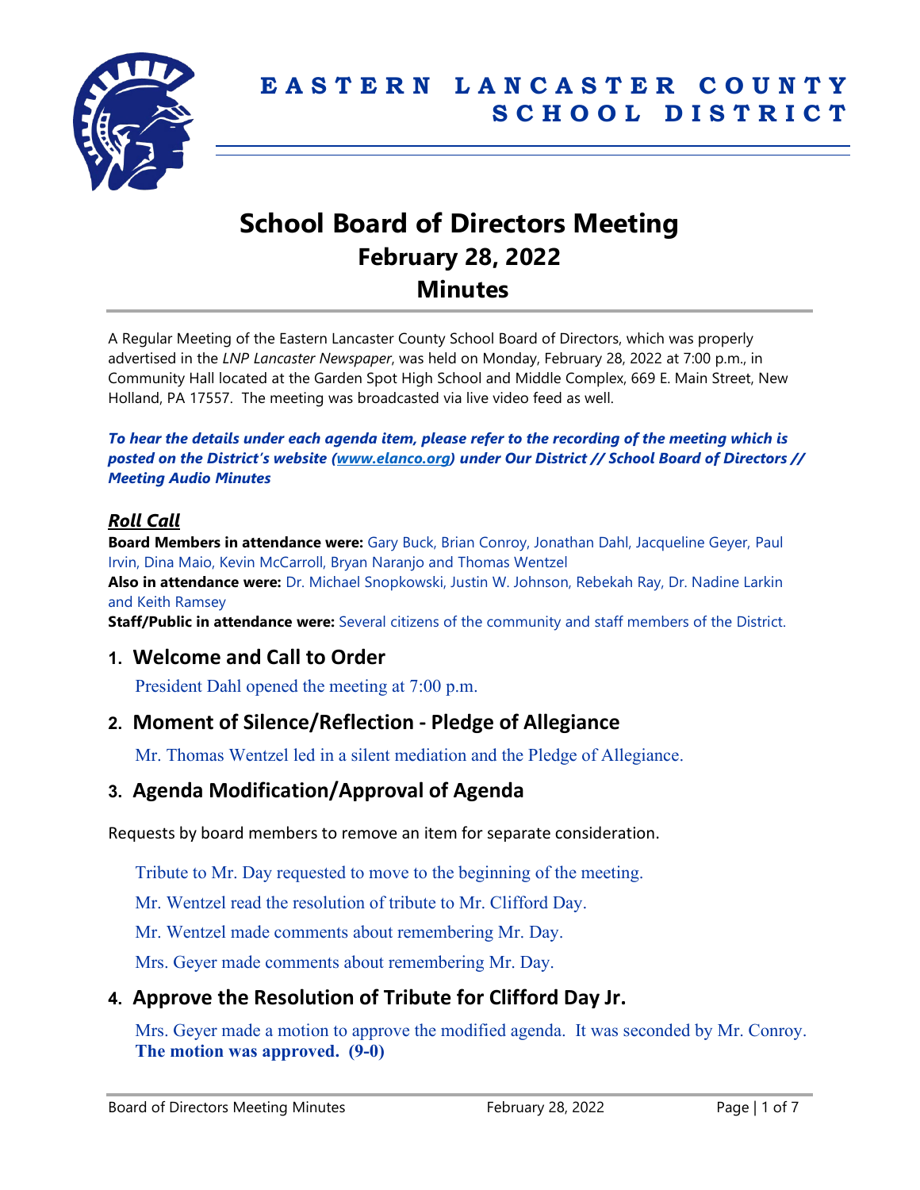# EASTERN LANCASTER COUNTY SCHOOL DISTRICT

# School Board of Directors Meeting
## February 28, 2022
## Minutes

A Regular Meeting of the Eastern Lancaster County School Board of Directors, which was properly advertised in the *LNP Lancaster Newspaper*, was held on Monday, February 28, 2022 at 7:00 p.m., in Community Hall located at the Garden Spot High School and Middle Complex, 669 E. Main Street, New Holland, PA 17557. The meeting was broadcasted via live video feed as well.

***To hear the details under each agenda item, please refer to the recording of the meeting which is posted on the District's website (www.elanco.org) under Our District // School Board of Directors // Meeting Audio Minutes***

### *Roll Call*

**Board Members in attendance were:** Gary Buck, Brian Conroy, Jonathan Dahl, Jacqueline Geyer, Paul Irvin, Dina Maio, Kevin McCarroll, Bryan Naranjo and Thomas Wentzel
**Also in attendance were:** Dr. Michael Snopkowski, Justin W. Johnson, Rebekah Ray, Dr. Nadine Larkin and Keith Ramsey
**Staff/Public in attendance were:** Several citizens of the community and staff members of the District.

## 1. Welcome and Call to Order

President Dahl opened the meeting at 7:00 p.m.

## 2. Moment of Silence/Reflection - Pledge of Allegiance

Mr. Thomas Wentzel led in a silent mediation and the Pledge of Allegiance.

## 3. Agenda Modification/Approval of Agenda

Requests by board members to remove an item for separate consideration.

Tribute to Mr. Day requested to move to the beginning of the meeting.

Mr. Wentzel read the resolution of tribute to Mr. Clifford Day.

Mr. Wentzel made comments about remembering Mr. Day.

Mrs. Geyer made comments about remembering Mr. Day.

## 4. Approve the Resolution of Tribute for Clifford Day Jr.

Mrs. Geyer made a motion to approve the modified agenda. It was seconded by Mr. Conroy. **The motion was approved. (9-0)**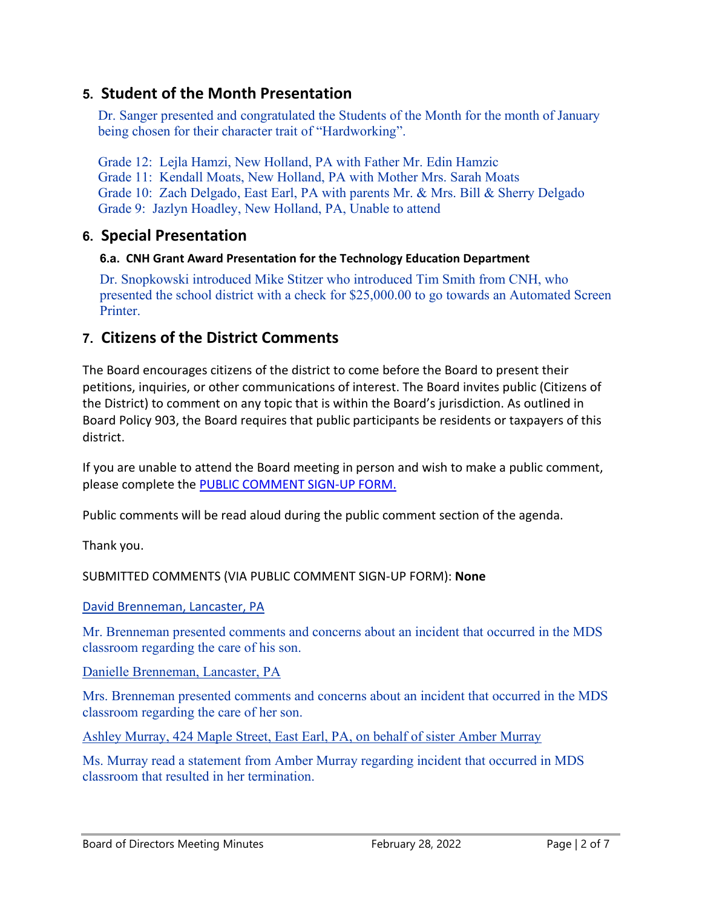## 5. Student of the Month Presentation

Dr. Sanger presented and congratulated the Students of the Month for the month of January being chosen for their character trait of "Hardworking".

Grade 12: Lejla Hamzi, New Holland, PA with Father Mr. Edin Hamzic
Grade 11: Kendall Moats, New Holland, PA with Mother Mrs. Sarah Moats
Grade 10: Zach Delgado, East Earl, PA with parents Mr. & Mrs. Bill & Sherry Delgado
Grade 9: Jazlyn Hoadley, New Holland, PA, Unable to attend

## 6. Special Presentation

### 6.a. CNH Grant Award Presentation for the Technology Education Department

Dr. Snopkowski introduced Mike Stitzer who introduced Tim Smith from CNH, who presented the school district with a check for $25,000.00 to go towards an Automated Screen Printer.

## 7. Citizens of the District Comments

The Board encourages citizens of the district to come before the Board to present their petitions, inquiries, or other communications of interest. The Board invites public (Citizens of the District) to comment on any topic that is within the Board's jurisdiction. As outlined in Board Policy 903, the Board requires that public participants be residents or taxpayers of this district.

If you are unable to attend the Board meeting in person and wish to make a public comment, please complete the PUBLIC COMMENT SIGN-UP FORM.

Public comments will be read aloud during the public comment section of the agenda.

Thank you.

SUBMITTED COMMENTS (VIA PUBLIC COMMENT SIGN-UP FORM): **None**

David Brenneman, Lancaster, PA

Mr. Brenneman presented comments and concerns about an incident that occurred in the MDS classroom regarding the care of his son.

Danielle Brenneman, Lancaster, PA

Mrs. Brenneman presented comments and concerns about an incident that occurred in the MDS classroom regarding the care of her son.

Ashley Murray, 424 Maple Street, East Earl, PA, on behalf of sister Amber Murray

Ms. Murray read a statement from Amber Murray regarding incident that occurred in MDS classroom that resulted in her termination.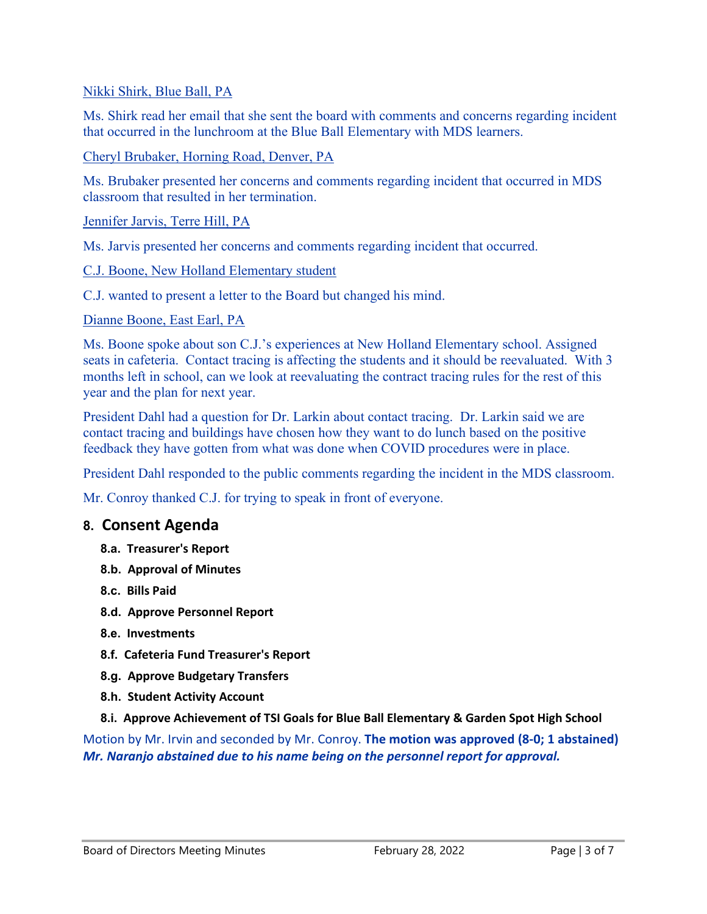Nikki Shirk, Blue Ball, PA

Ms. Shirk read her email that she sent the board with comments and concerns regarding incident that occurred in the lunchroom at the Blue Ball Elementary with MDS learners.

Cheryl Brubaker, Horning Road, Denver, PA

Ms. Brubaker presented her concerns and comments regarding incident that occurred in MDS classroom that resulted in her termination.

Jennifer Jarvis, Terre Hill, PA

Ms. Jarvis presented her concerns and comments regarding incident that occurred.

C.J. Boone, New Holland Elementary student

C.J. wanted to present a letter to the Board but changed his mind.

Dianne Boone, East Earl, PA

Ms. Boone spoke about son C.J.'s experiences at New Holland Elementary school. Assigned seats in cafeteria. Contact tracing is affecting the students and it should be reevaluated. With 3 months left in school, can we look at reevaluating the contract tracing rules for the rest of this year and the plan for next year.

President Dahl had a question for Dr. Larkin about contact tracing. Dr. Larkin said we are contact tracing and buildings have chosen how they want to do lunch based on the positive feedback they have gotten from what was done when COVID procedures were in place.

President Dahl responded to the public comments regarding the incident in the MDS classroom.

Mr. Conroy thanked C.J. for trying to speak in front of everyone.

## 8. Consent Agenda

**8.a. Treasurer's Report**

**8.b. Approval of Minutes**

**8.c. Bills Paid**

**8.d. Approve Personnel Report**

**8.e. Investments**

**8.f. Cafeteria Fund Treasurer's Report**

**8.g. Approve Budgetary Transfers**

**8.h. Student Activity Account**

**8.i. Approve Achievement of TSI Goals for Blue Ball Elementary & Garden Spot High School**

Motion by Mr. Irvin and seconded by Mr. Conroy. **The motion was approved (8-0; 1 abstained)**
***Mr. Naranjo abstained due to his name being on the personnel report for approval.***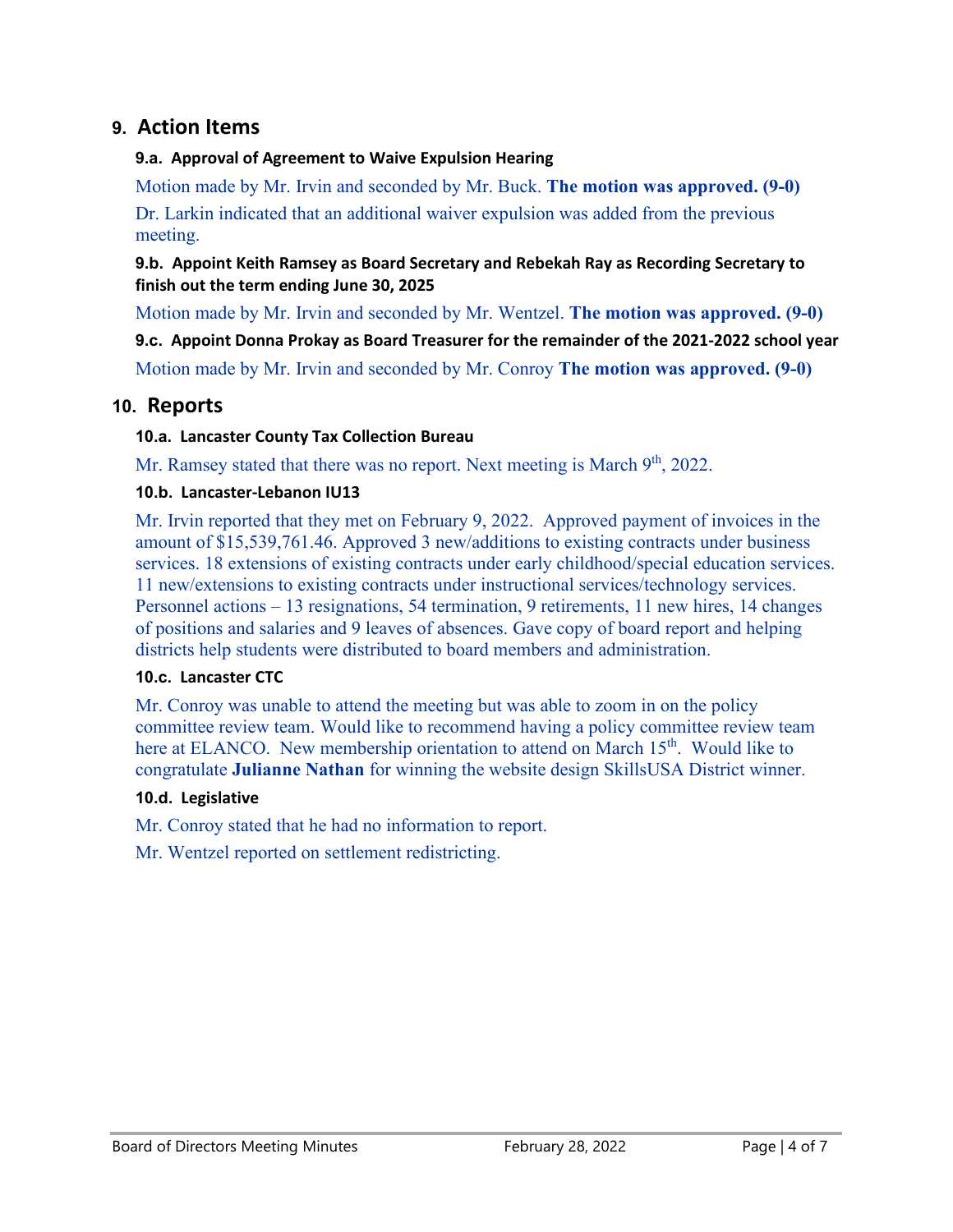## 9. Action Items

### 9.a. Approval of Agreement to Waive Expulsion Hearing

Motion made by Mr. Irvin and seconded by Mr. Buck. **The motion was approved. (9-0)**

Dr. Larkin indicated that an additional waiver expulsion was added from the previous meeting.

### 9.b. Appoint Keith Ramsey as Board Secretary and Rebekah Ray as Recording Secretary to finish out the term ending June 30, 2025

Motion made by Mr. Irvin and seconded by Mr. Wentzel. **The motion was approved. (9-0)**

### 9.c. Appoint Donna Prokay as Board Treasurer for the remainder of the 2021-2022 school year

Motion made by Mr. Irvin and seconded by Mr. Conroy **The motion was approved. (9-0)**

## 10. Reports

### 10.a. Lancaster County Tax Collection Bureau

Mr. Ramsey stated that there was no report. Next meeting is March 9th, 2022.

### 10.b. Lancaster-Lebanon IU13

Mr. Irvin reported that they met on February 9, 2022. Approved payment of invoices in the amount of $15,539,761.46. Approved 3 new/additions to existing contracts under business services. 18 extensions of existing contracts under early childhood/special education services. 11 new/extensions to existing contracts under instructional services/technology services. Personnel actions – 13 resignations, 54 termination, 9 retirements, 11 new hires, 14 changes of positions and salaries and 9 leaves of absences. Gave copy of board report and helping districts help students were distributed to board members and administration.

### 10.c. Lancaster CTC

Mr. Conroy was unable to attend the meeting but was able to zoom in on the policy committee review team. Would like to recommend having a policy committee review team here at ELANCO. New membership orientation to attend on March 15th. Would like to congratulate **Julianne Nathan** for winning the website design SkillsUSA District winner.

### 10.d. Legislative

Mr. Conroy stated that he had no information to report.

Mr. Wentzel reported on settlement redistricting.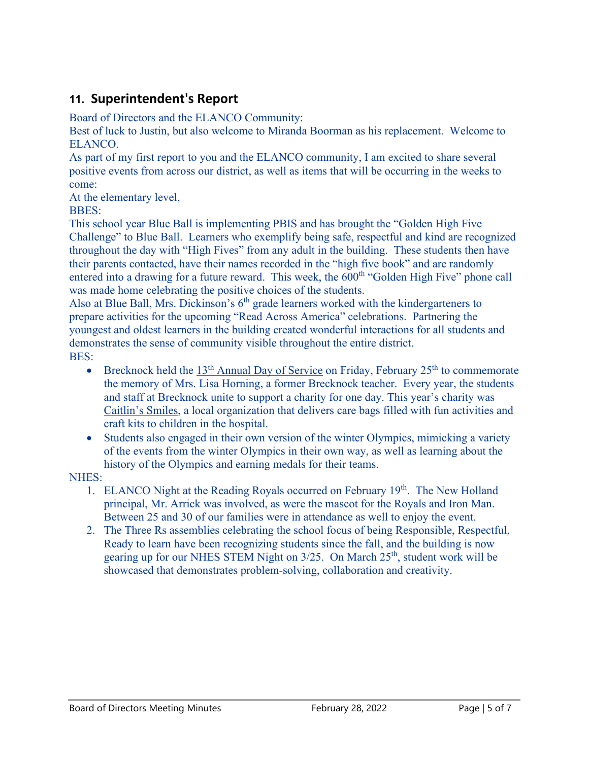## 11. Superintendent's Report

Board of Directors and the ELANCO Community:

Best of luck to Justin, but also welcome to Miranda Boorman as his replacement. Welcome to ELANCO.

As part of my first report to you and the ELANCO community, I am excited to share several positive events from across our district, as well as items that will be occurring in the weeks to come:

At the elementary level,

BBES:

This school year Blue Ball is implementing PBIS and has brought the "Golden High Five Challenge" to Blue Ball. Learners who exemplify being safe, respectful and kind are recognized throughout the day with "High Fives" from any adult in the building. These students then have their parents contacted, have their names recorded in the "high five book" and are randomly entered into a drawing for a future reward. This week, the 600th "Golden High Five" phone call was made home celebrating the positive choices of the students.

Also at Blue Ball, Mrs. Dickinson's 6th grade learners worked with the kindergarteners to prepare activities for the upcoming "Read Across America" celebrations. Partnering the youngest and oldest learners in the building created wonderful interactions for all students and demonstrates the sense of community visible throughout the entire district.

BES:

- Brecknock held the 13th Annual Day of Service on Friday, February 25th to commemorate the memory of Mrs. Lisa Horning, a former Brecknock teacher. Every year, the students and staff at Brecknock unite to support a charity for one day. This year's charity was Caitlin's Smiles, a local organization that delivers care bags filled with fun activities and craft kits to children in the hospital.
- Students also engaged in their own version of the winter Olympics, mimicking a variety of the events from the winter Olympics in their own way, as well as learning about the history of the Olympics and earning medals for their teams.

NHES:

1. ELANCO Night at the Reading Royals occurred on February 19th. The New Holland principal, Mr. Arrick was involved, as were the mascot for the Royals and Iron Man. Between 25 and 30 of our families were in attendance as well to enjoy the event.
2. The Three Rs assemblies celebrating the school focus of being Responsible, Respectful, Ready to learn have been recognizing students since the fall, and the building is now gearing up for our NHES STEM Night on 3/25. On March 25th, student work will be showcased that demonstrates problem-solving, collaboration and creativity.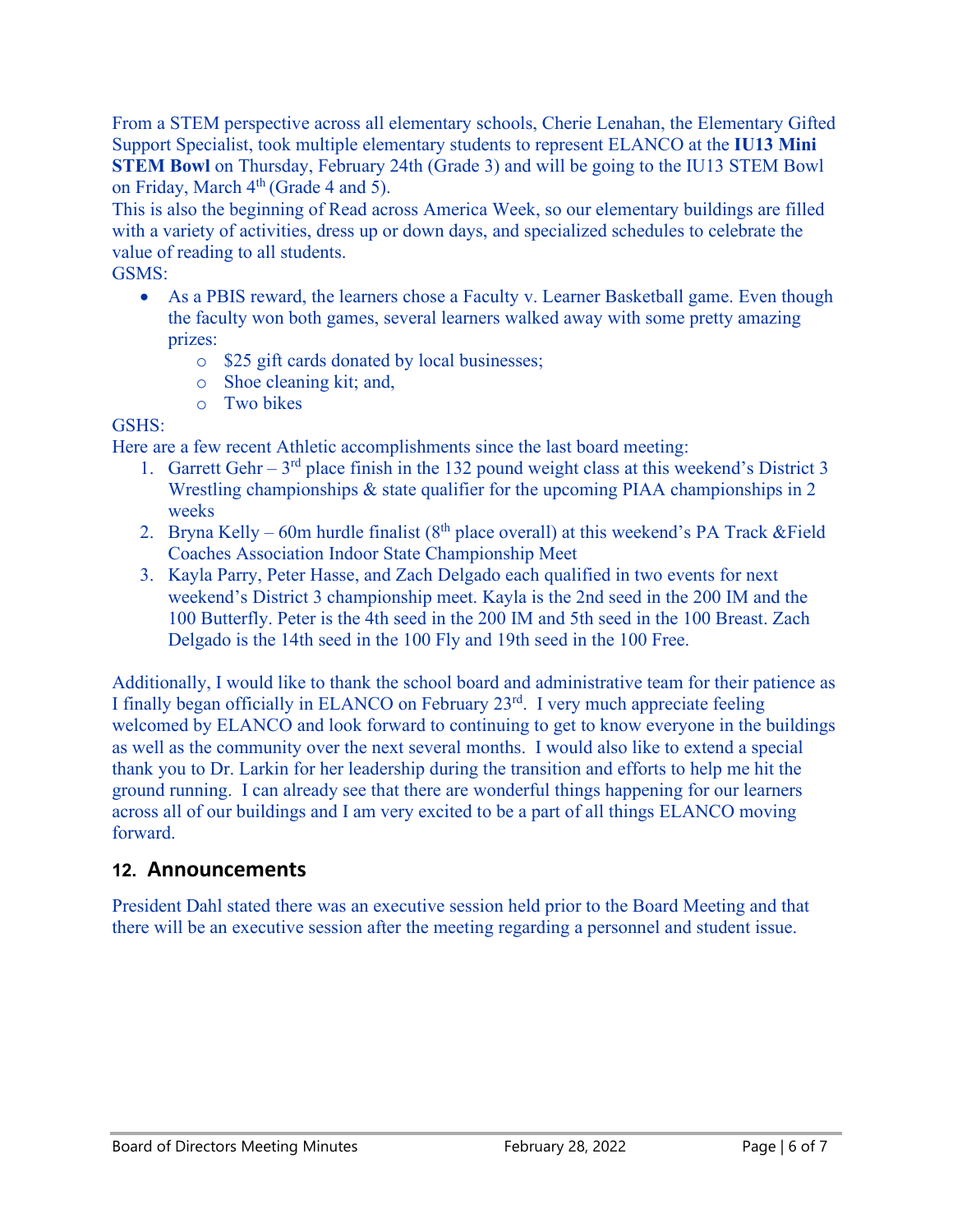From a STEM perspective across all elementary schools, Cherie Lenahan, the Elementary Gifted Support Specialist, took multiple elementary students to represent ELANCO at the **IU13 Mini STEM Bowl** on Thursday, February 24th (Grade 3) and will be going to the IU13 STEM Bowl on Friday, March 4th (Grade 4 and 5).

This is also the beginning of Read across America Week, so our elementary buildings are filled with a variety of activities, dress up or down days, and specialized schedules to celebrate the value of reading to all students.

GSMS:

- As a PBIS reward, the learners chose a Faculty v. Learner Basketball game. Even though the faculty won both games, several learners walked away with some pretty amazing prizes:
  - $25 gift cards donated by local businesses;
  - Shoe cleaning kit; and,
  - Two bikes

GSHS:

Here are a few recent Athletic accomplishments since the last board meeting:

1. Garrett Gehr – 3rd place finish in the 132 pound weight class at this weekend's District 3 Wrestling championships & state qualifier for the upcoming PIAA championships in 2 weeks
2. Bryna Kelly – 60m hurdle finalist (8th place overall) at this weekend's PA Track &Field Coaches Association Indoor State Championship Meet
3. Kayla Parry, Peter Hasse, and Zach Delgado each qualified in two events for next weekend's District 3 championship meet. Kayla is the 2nd seed in the 200 IM and the 100 Butterfly. Peter is the 4th seed in the 200 IM and 5th seed in the 100 Breast. Zach Delgado is the 14th seed in the 100 Fly and 19th seed in the 100 Free.

Additionally, I would like to thank the school board and administrative team for their patience as I finally began officially in ELANCO on February 23rd. I very much appreciate feeling welcomed by ELANCO and look forward to continuing to get to know everyone in the buildings as well as the community over the next several months. I would also like to extend a special thank you to Dr. Larkin for her leadership during the transition and efforts to help me hit the ground running. I can already see that there are wonderful things happening for our learners across all of our buildings and I am very excited to be a part of all things ELANCO moving forward.

## 12. Announcements

President Dahl stated there was an executive session held prior to the Board Meeting and that there will be an executive session after the meeting regarding a personnel and student issue.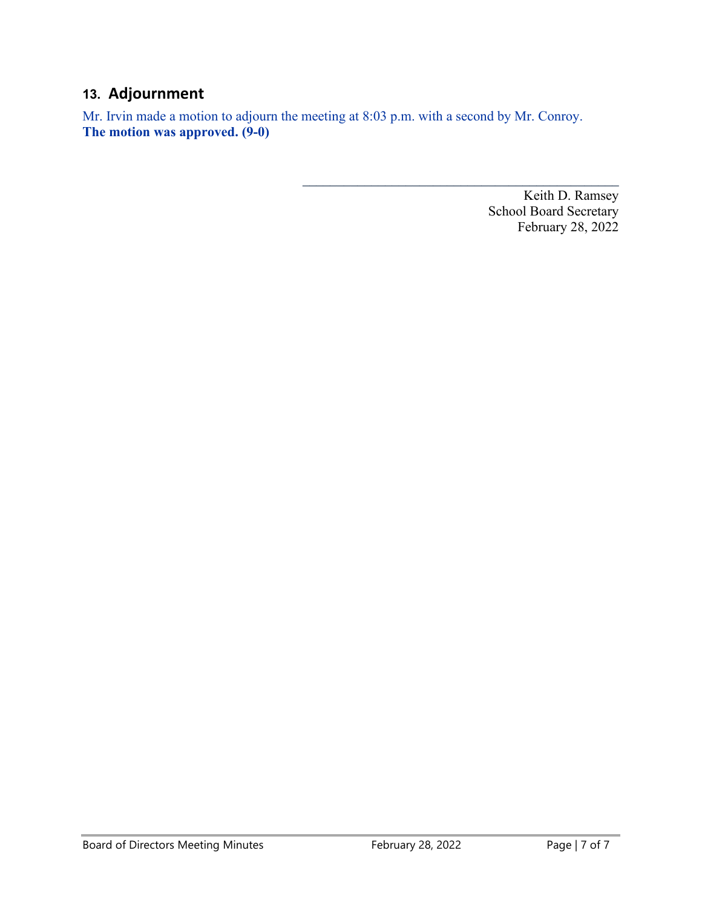## 13. Adjournment

Mr. Irvin made a motion to adjourn the meeting at 8:03 p.m. with a second by Mr. Conroy.
**The motion was approved. (9-0)**

\_\_\_\_\_\_\_\_\_\_\_\_\_\_\_\_\_\_\_\_\_\_\_\_\_\_\_\_\_\_\_\_\_\_\_\_\_\_\_\_\_\_\_\_

Keith D. Ramsey
School Board Secretary
February 28, 2022